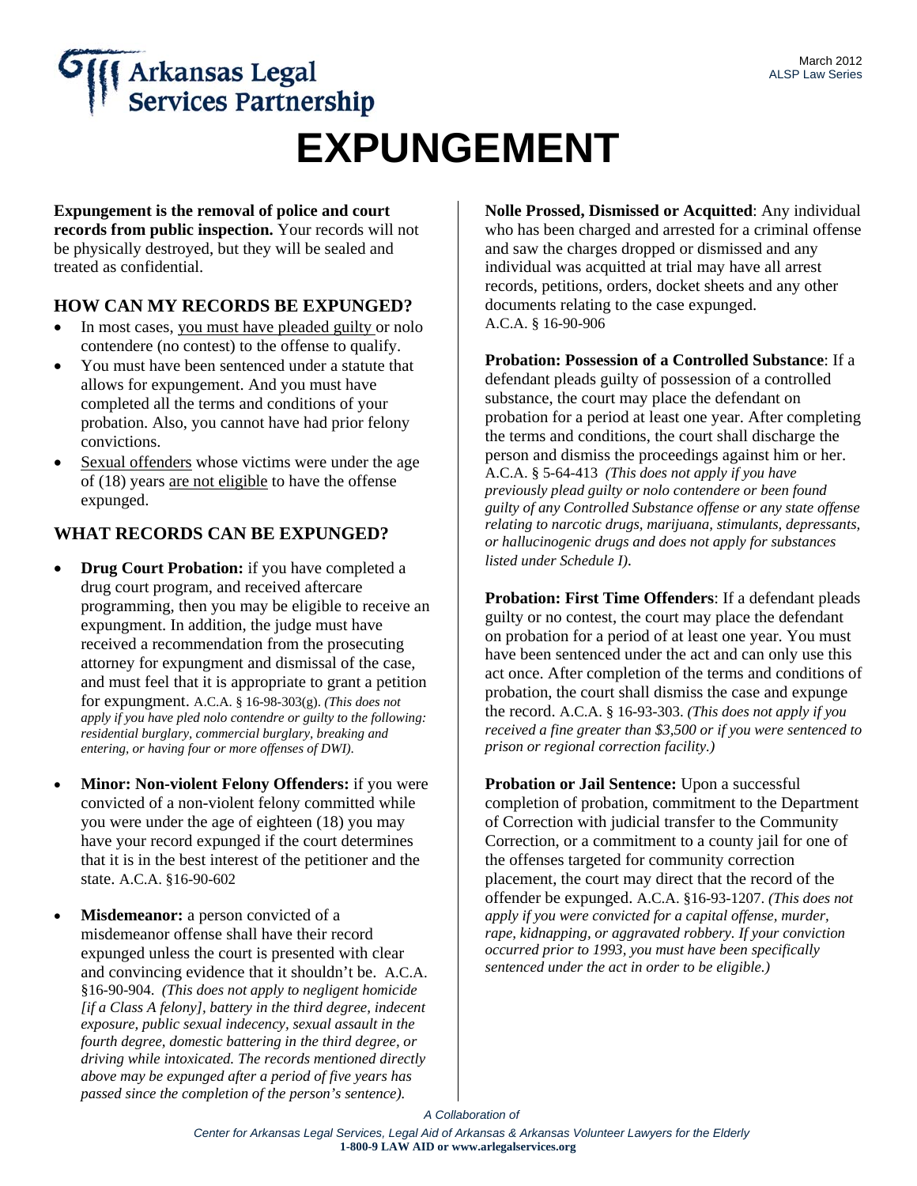# EXPUNGEMENT

**Expungement is the removal of police and court records from public inspection.** Your records will not be physically destroyed, but they will be sealed and treated as confidential.

## HOW CAN MY RECORDS BE EXPUNGED?

- In most cases, you must have pleaded guilty or nolo contendere (no contest) to the offense to qualify.
- You must have been sentenced under a statute that allows for expungement. And you must have completed all the terms and conditions of your probation. Also, you cannot have had prior felony convictions.
- Sexual offenders whose victims were under the age of (18) years are not eligible to have the offense expunged.

## WHAT RECORDS CAN BE EXPUNGED?

- **Drug Court Probation:** if you have completed a drug court program, and received aftercare programming, then you may be eligible to receive an expungment. In addition, the judge must have received a recommendation from the prosecuting attorney for expungment and dismissal of the case, and must feel that it is appropriate to grant a petition for expungment. A.C.A. § 16-98-303(g). *(This does not apply if you have pled nolo contendre or guilty to the following: residential burglary, commercial burglary, breaking and entering, or having four or more offenses of DWI).*
- **Minor: Non-violent Felony Offenders:** if you were convicted of a non-violent felony committed while you were under the age of eighteen (18) you may have your record expunged if the court determines that it is in the best interest of the petitioner and the state. A.C.A. §16-90-602
- **Misdemeanor:** a person convicted of a misdemeanor offense shall have their record expunged unless the court is presented with clear and convincing evidence that it shouldn't be. A.C.A. §16-90-904. *(This does not apply to negligent homicide [if a Class A felony], battery in the third degree, indecent exposure, public sexual indecency, sexual assault in the fourth degree, domestic battering in the third degree, or driving while intoxicated. The records mentioned directly above may be expunged after a period of five years has passed since the completion of the person's sentence).*

**Nolle Prossed, Dismissed or Acquitted**: Any individual who has been charged and arrested for a criminal offense and saw the charges dropped or dismissed and any individual was acquitted at trial may have all arrest records, petitions, orders, docket sheets and any other documents relating to the case expunged. A.C.A. § 16-90-906

**Probation: Possession of a Controlled Substance**: If a defendant pleads guilty of possession of a controlled substance, the court may place the defendant on probation for a period at least one year. After completing the terms and conditions, the court shall discharge the person and dismiss the proceedings against him or her. A.C.A. § 5-64-413 *(This does not apply if you have previously plead guilty or nolo contendere or been found guilty of any Controlled Substance offense or any state offense relating to narcotic drugs, marijuana, stimulants, depressants, or hallucinogenic drugs and does not apply for substances listed under Schedule I).*

**Probation: First Time Offenders**: If a defendant pleads guilty or no contest, the court may place the defendant on probation for a period of at least one year. You must have been sentenced under the act and can only use this act once. After completion of the terms and conditions of probation, the court shall dismiss the case and expunge the record. A.C.A. § 16-93-303. *(This does not apply if you received a fine greater than $3,500 or if you were sentenced to prison or regional correction facility.)*

**Probation or Jail Sentence:** Upon a successful completion of probation, commitment to the Department of Correction with judicial transfer to the Community Correction, or a commitment to a county jail for one of the offenses targeted for community correction placement, the court may direct that the record of the offender be expunged. A.C.A. §16-93-1207. *(This does not apply if you were convicted for a capital offense, murder, rape, kidnapping, or aggravated robbery. If your conviction occurred prior to 1993, you must have been specifically sentenced under the act in order to be eligible.)*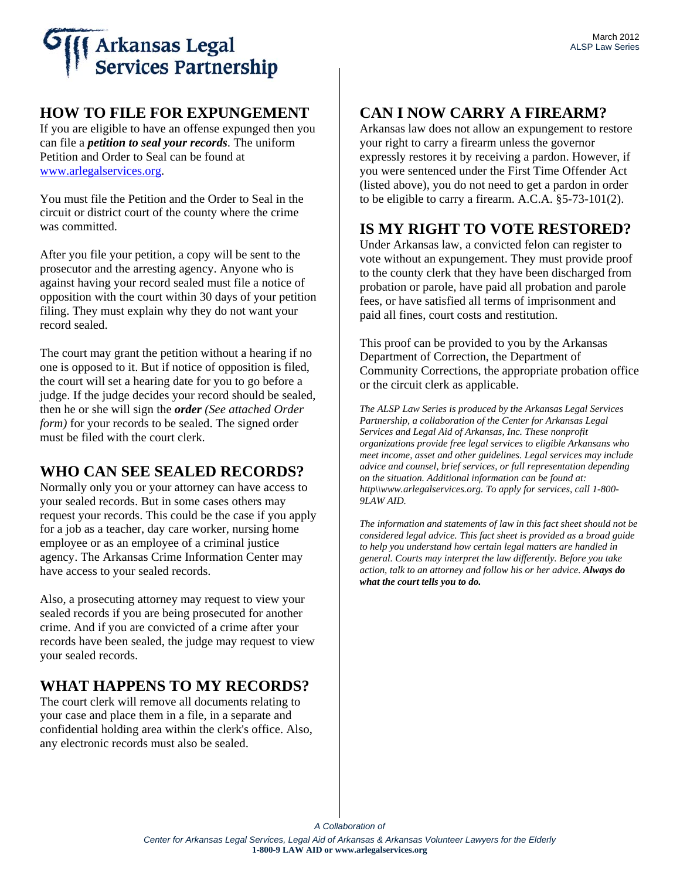## HOW TO FILE FOR EXPUNGEMENT

If you are eligible to have an offense expunged then you can file a ***petition to seal your records***. The uniform Petition and Order to Seal can be found at www.arlegalservices.org.

You must file the Petition and the Order to Seal in the circuit or district court of the county where the crime was committed.

After you file your petition, a copy will be sent to the prosecutor and the arresting agency. Anyone who is against having your record sealed must file a notice of opposition with the court within 30 days of your petition filing. They must explain why they do not want your record sealed.

The court may grant the petition without a hearing if no one is opposed to it. But if notice of opposition is filed, the court will set a hearing date for you to go before a judge. If the judge decides your record should be sealed, then he or she will sign the ***order*** *(See attached Order form)* for your records to be sealed. The signed order must be filed with the court clerk.

## WHO CAN SEE SEALED RECORDS?

Normally only you or your attorney can have access to your sealed records. But in some cases others may request your records. This could be the case if you apply for a job as a teacher, day care worker, nursing home employee or as an employee of a criminal justice agency. The Arkansas Crime Information Center may have access to your sealed records.

Also, a prosecuting attorney may request to view your sealed records if you are being prosecuted for another crime. And if you are convicted of a crime after your records have been sealed, the judge may request to view your sealed records.

## WHAT HAPPENS TO MY RECORDS?

The court clerk will remove all documents relating to your case and place them in a file, in a separate and confidential holding area within the clerk's office. Also, any electronic records must also be sealed.

## CAN I NOW CARRY A FIREARM?

Arkansas law does not allow an expungement to restore your right to carry a firearm unless the governor expressly restores it by receiving a pardon. However, if you were sentenced under the First Time Offender Act (listed above), you do not need to get a pardon in order to be eligible to carry a firearm. A.C.A. §5-73-101(2).

## IS MY RIGHT TO VOTE RESTORED?

Under Arkansas law, a convicted felon can register to vote without an expungement. They must provide proof to the county clerk that they have been discharged from probation or parole, have paid all probation and parole fees, or have satisfied all terms of imprisonment and paid all fines, court costs and restitution.

This proof can be provided to you by the Arkansas Department of Correction, the Department of Community Corrections, the appropriate probation office or the circuit clerk as applicable.

*The ALSP Law Series is produced by the Arkansas Legal Services Partnership, a collaboration of the Center for Arkansas Legal Services and Legal Aid of Arkansas, Inc. These nonprofit organizations provide free legal services to eligible Arkansans who meet income, asset and other guidelines. Legal services may include advice and counsel, brief services, or full representation depending on the situation. Additional information can be found at: http\\www.arlegalservices.org. To apply for services, call 1-800-9LAW AID.*

*The information and statements of law in this fact sheet should not be considered legal advice. This fact sheet is provided as a broad guide to help you understand how certain legal matters are handled in general. Courts may interpret the law differently. Before you take action, talk to an attorney and follow his or her advice.* ***Always do what the court tells you to do.***